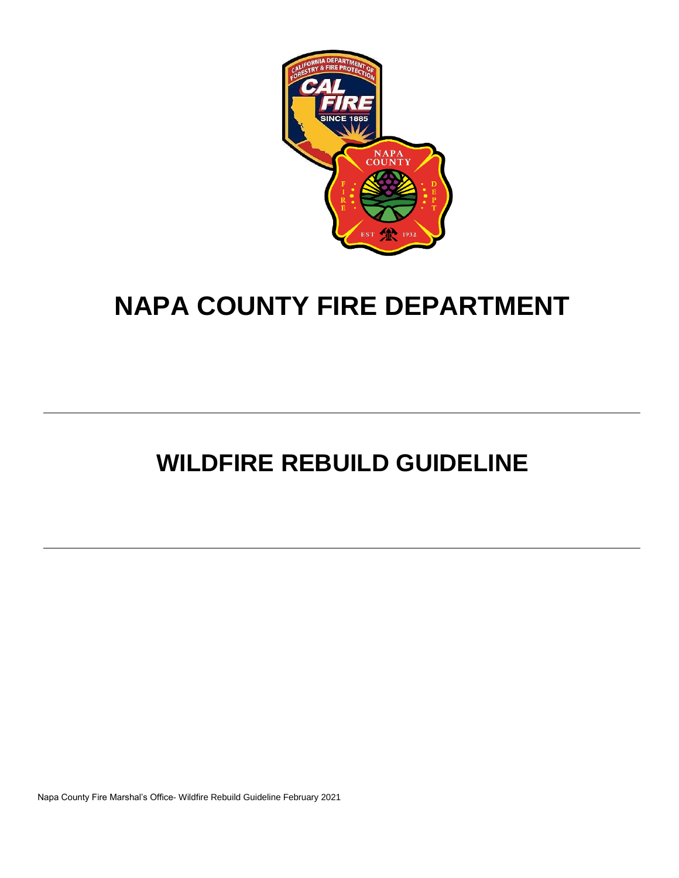# NAPA COUNTY FIRE DEPARTMENT

---

# WILDFIRE REBUILD GUIDELINE

---

Napa County Fire Marshal's Office- Wildfire Rebuild Guideline February 2021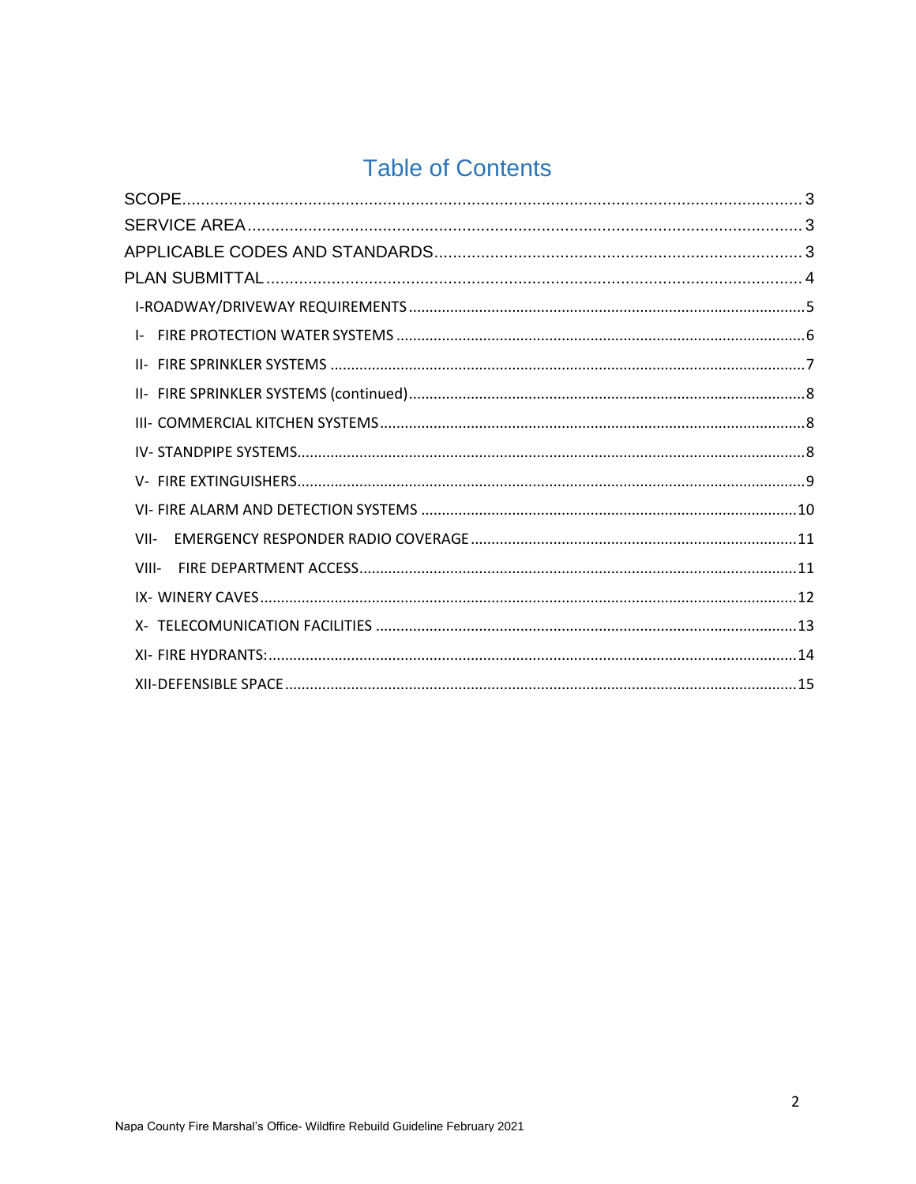# Table of Contents

SCOPE ..... 3

SERVICE AREA ..... 3

APPLICABLE CODES AND STANDARDS ..... 3

PLAN SUBMITTAL ..... 4

- I-ROADWAY/DRIVEWAY REQUIREMENTS ..... 5
- I- FIRE PROTECTION WATER SYSTEMS ..... 6
- II- FIRE SPRINKLER SYSTEMS ..... 7
- II- FIRE SPRINKLER SYSTEMS (continued) ..... 8
- III- COMMERCIAL KITCHEN SYSTEMS ..... 8
- IV- STANDPIPE SYSTEMS ..... 8
- V- FIRE EXTINGUISHERS ..... 9
- VI- FIRE ALARM AND DETECTION SYSTEMS ..... 10
- VII- EMERGENCY RESPONDER RADIO COVERAGE ..... 11
- VIII- FIRE DEPARTMENT ACCESS ..... 11
- IX- WINERY CAVES ..... 12
- X- TELECOMUNICATION FACILITIES ..... 13
- XI- FIRE HYDRANTS: ..... 14
- XII-DEFENSIBLE SPACE ..... 15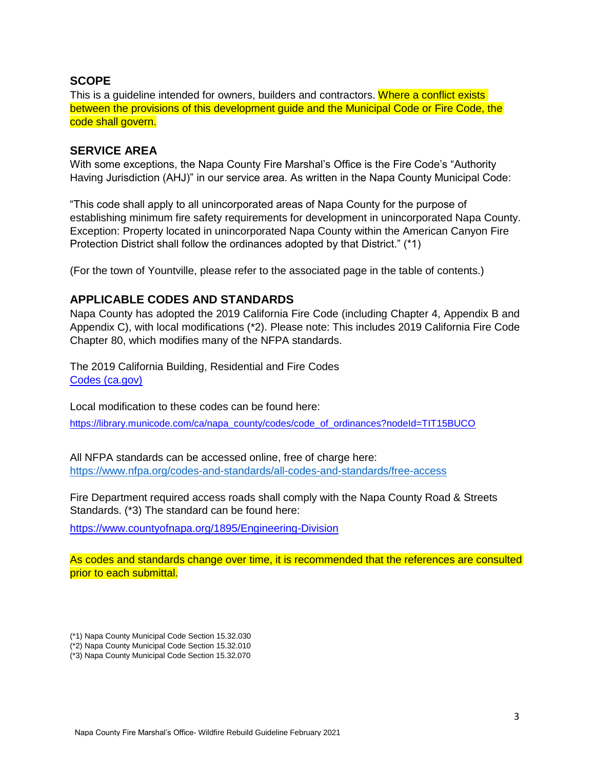## SCOPE

This is a guideline intended for owners, builders and contractors. Where a conflict exists between the provisions of this development guide and the Municipal Code or Fire Code, the code shall govern.

## SERVICE AREA

With some exceptions, the Napa County Fire Marshal's Office is the Fire Code's "Authority Having Jurisdiction (AHJ)" in our service area. As written in the Napa County Municipal Code:

"This code shall apply to all unincorporated areas of Napa County for the purpose of establishing minimum fire safety requirements for development in unincorporated Napa County. Exception: Property located in unincorporated Napa County within the American Canyon Fire Protection District shall follow the ordinances adopted by that District." (*1)

(For the town of Yountville, please refer to the associated page in the table of contents.)

## APPLICABLE CODES AND STANDARDS

Napa County has adopted the 2019 California Fire Code (including Chapter 4, Appendix B and Appendix C), with local modifications (*2). Please note: This includes 2019 California Fire Code Chapter 80, which modifies many of the NFPA standards.

The 2019 California Building, Residential and Fire Codes
[Codes (ca.gov)]

Local modification to these codes can be found here:
https://library.municode.com/ca/napa_county/codes/code_of_ordinances?nodeId=TIT15BUCO

All NFPA standards can be accessed online, free of charge here:
https://www.nfpa.org/codes-and-standards/all-codes-and-standards/free-access

Fire Department required access roads shall comply with the Napa County Road & Streets Standards. (*3) The standard can be found here:

https://www.countyofnapa.org/1895/Engineering-Division

As codes and standards change over time, it is recommended that the references are consulted prior to each submittal.

(*1) Napa County Municipal Code Section 15.32.030
(*2) Napa County Municipal Code Section 15.32.010
(*3) Napa County Municipal Code Section 15.32.070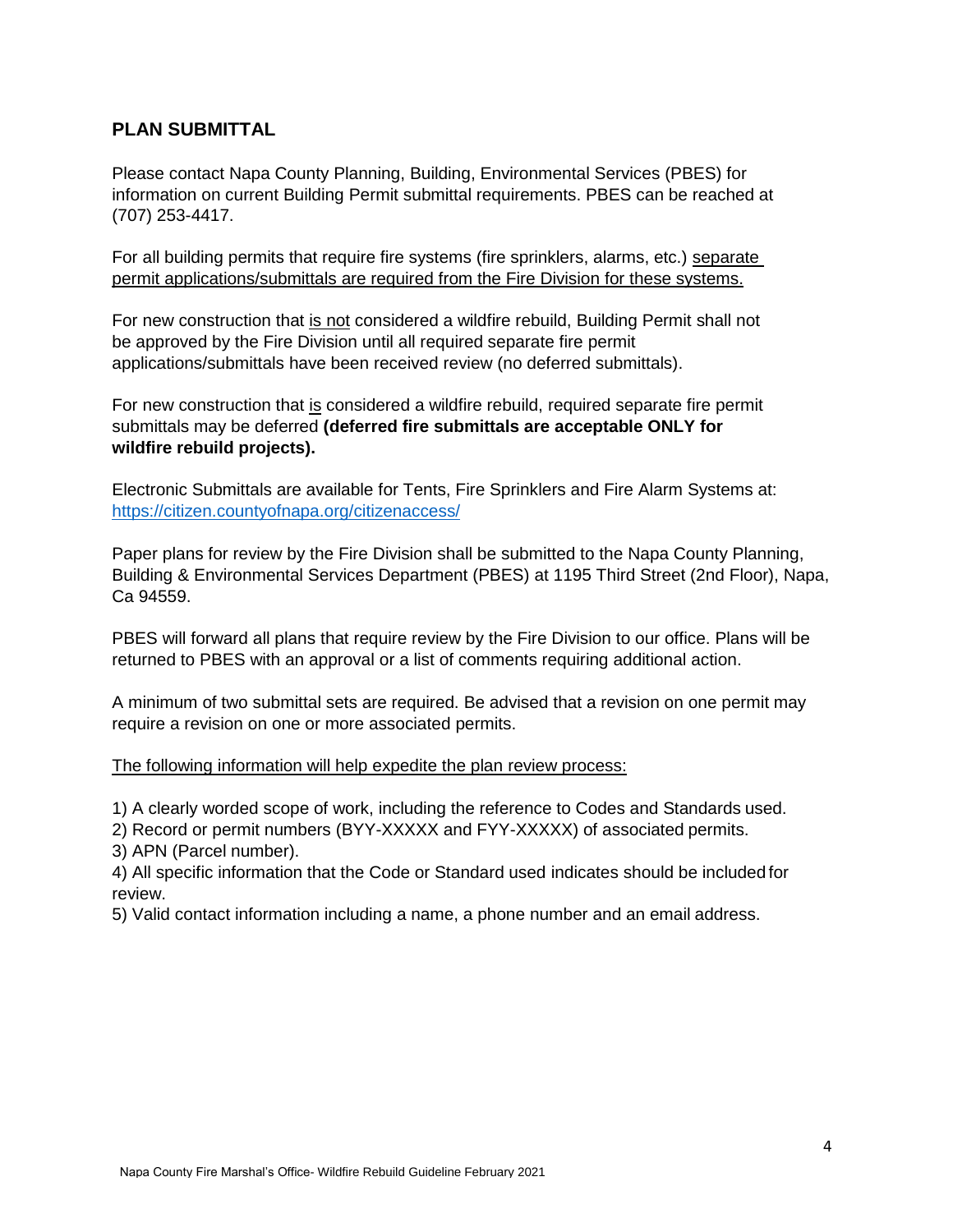## PLAN SUBMITTAL

Please contact Napa County Planning, Building, Environmental Services (PBES) for information on current Building Permit submittal requirements. PBES can be reached at (707) 253-4417.

For all building permits that require fire systems (fire sprinklers, alarms, etc.) <u>separate permit applications/submittals are required from the Fire Division for these systems.</u>

For new construction that <u>is not</u> considered a wildfire rebuild, Building Permit shall not be approved by the Fire Division until all required separate fire permit applications/submittals have been received review (no deferred submittals).

For new construction that <u>is</u> considered a wildfire rebuild, required separate fire permit submittals may be deferred **(deferred fire submittals are acceptable ONLY for wildfire rebuild projects).**

Electronic Submittals are available for Tents, Fire Sprinklers and Fire Alarm Systems at: https://citizen.countyofnapa.org/citizenaccess/

Paper plans for review by the Fire Division shall be submitted to the Napa County Planning, Building & Environmental Services Department (PBES) at 1195 Third Street (2nd Floor), Napa, Ca 94559.

PBES will forward all plans that require review by the Fire Division to our office. Plans will be returned to PBES with an approval or a list of comments requiring additional action.

A minimum of two submittal sets are required. Be advised that a revision on one permit may require a revision on one or more associated permits.

<u>The following information will help expedite the plan review process:</u>

1) A clearly worded scope of work, including the reference to Codes and Standards used.
2) Record or permit numbers (BYY-XXXXX and FYY-XXXXX) of associated permits.
3) APN (Parcel number).
4) All specific information that the Code or Standard used indicates should be included for review.
5) Valid contact information including a name, a phone number and an email address.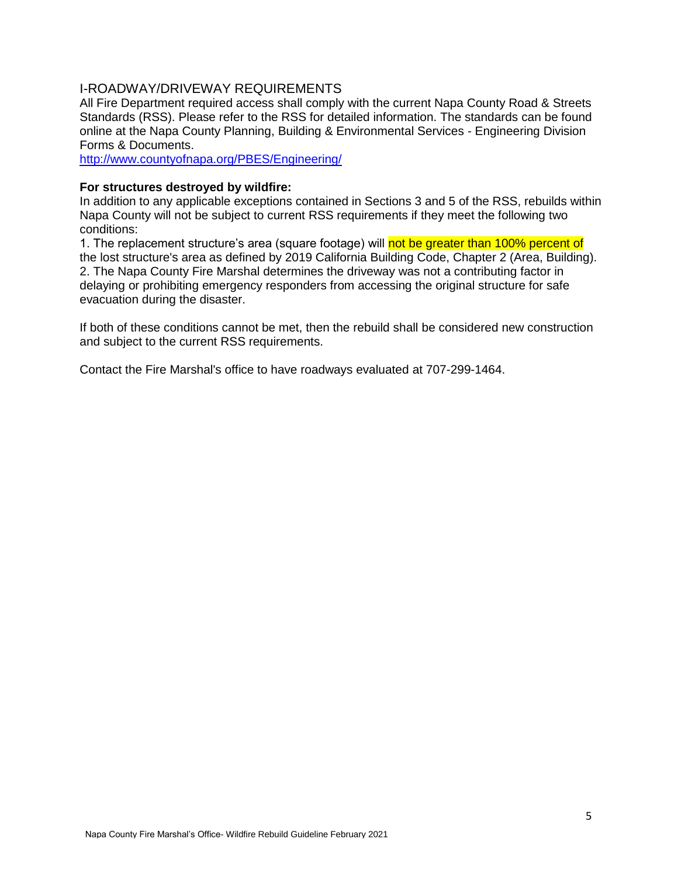## I-ROADWAY/DRIVEWAY REQUIREMENTS

All Fire Department required access shall comply with the current Napa County Road & Streets Standards (RSS). Please refer to the RSS for detailed information. The standards can be found online at the Napa County Planning, Building & Environmental Services - Engineering Division Forms & Documents.

[http://www.countyofnapa.org/PBES/Engineering/](http://www.countyofnapa.org/PBES/Engineering/)

**For structures destroyed by wildfire:**

In addition to any applicable exceptions contained in Sections 3 and 5 of the RSS, rebuilds within Napa County will not be subject to current RSS requirements if they meet the following two conditions:

1. The replacement structure's area (square footage) will not be greater than 100% percent of the lost structure's area as defined by 2019 California Building Code, Chapter 2 (Area, Building).
2. The Napa County Fire Marshal determines the driveway was not a contributing factor in delaying or prohibiting emergency responders from accessing the original structure for safe evacuation during the disaster.

If both of these conditions cannot be met, then the rebuild shall be considered new construction and subject to the current RSS requirements.

Contact the Fire Marshal's office to have roadways evaluated at 707-299-1464.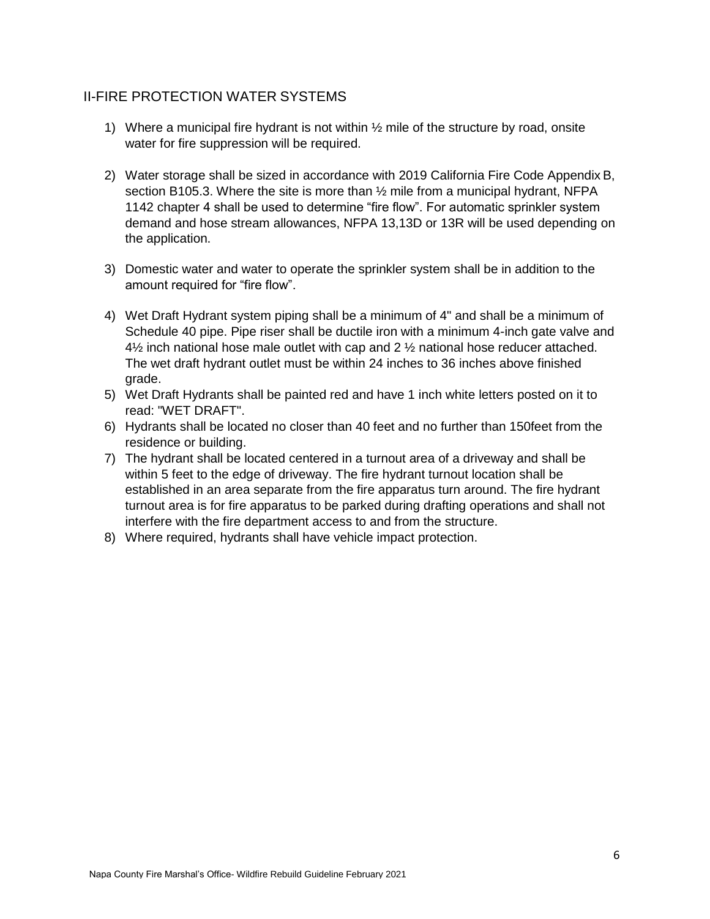## II-FIRE PROTECTION WATER SYSTEMS

1) Where a municipal fire hydrant is not within ½ mile of the structure by road, onsite water for fire suppression will be required.

2) Water storage shall be sized in accordance with 2019 California Fire Code Appendix B, section B105.3. Where the site is more than ½ mile from a municipal hydrant, NFPA 1142 chapter 4 shall be used to determine "fire flow". For automatic sprinkler system demand and hose stream allowances, NFPA 13,13D or 13R will be used depending on the application.

3) Domestic water and water to operate the sprinkler system shall be in addition to the amount required for "fire flow".

4) Wet Draft Hydrant system piping shall be a minimum of 4" and shall be a minimum of Schedule 40 pipe. Pipe riser shall be ductile iron with a minimum 4-inch gate valve and 4½ inch national hose male outlet with cap and 2 ½ national hose reducer attached. The wet draft hydrant outlet must be within 24 inches to 36 inches above finished grade.
5) Wet Draft Hydrants shall be painted red and have 1 inch white letters posted on it to read: "WET DRAFT".
6) Hydrants shall be located no closer than 40 feet and no further than 150feet from the residence or building.
7) The hydrant shall be located centered in a turnout area of a driveway and shall be within 5 feet to the edge of driveway. The fire hydrant turnout location shall be established in an area separate from the fire apparatus turn around. The fire hydrant turnout area is for fire apparatus to be parked during drafting operations and shall not interfere with the fire department access to and from the structure.
8) Where required, hydrants shall have vehicle impact protection.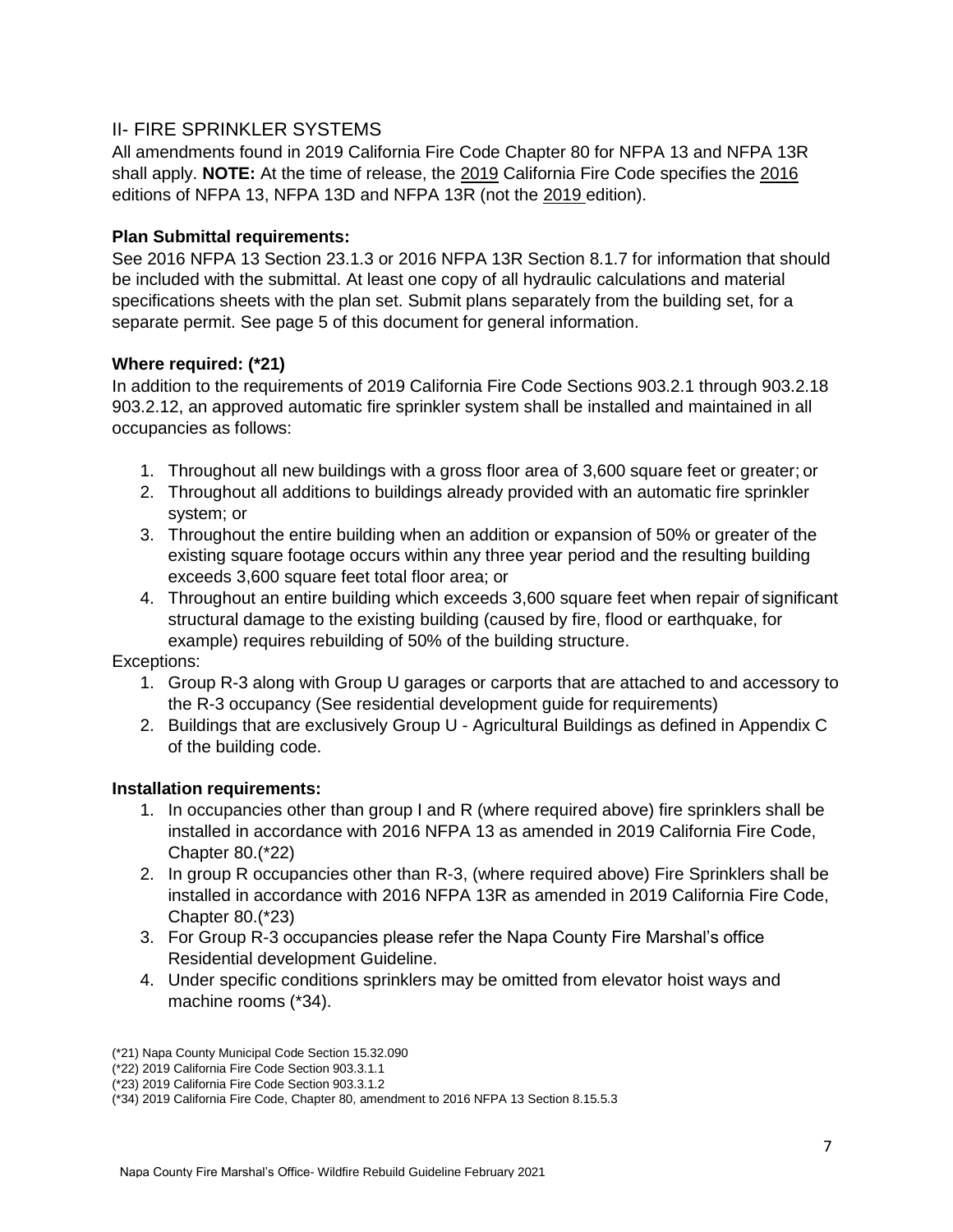## II- FIRE SPRINKLER SYSTEMS

All amendments found in 2019 California Fire Code Chapter 80 for NFPA 13 and NFPA 13R shall apply. **NOTE:** At the time of release, the 2019 California Fire Code specifies the 2016 editions of NFPA 13, NFPA 13D and NFPA 13R (not the 2019 edition).

### Plan Submittal requirements:

See 2016 NFPA 13 Section 23.1.3 or 2016 NFPA 13R Section 8.1.7 for information that should be included with the submittal. At least one copy of all hydraulic calculations and material specifications sheets with the plan set. Submit plans separately from the building set, for a separate permit. See page 5 of this document for general information.

### Where required: (*21)

In addition to the requirements of 2019 California Fire Code Sections 903.2.1 through 903.2.18 903.2.12, an approved automatic fire sprinkler system shall be installed and maintained in all occupancies as follows:

1. Throughout all new buildings with a gross floor area of 3,600 square feet or greater; or
2. Throughout all additions to buildings already provided with an automatic fire sprinkler system; or
3. Throughout the entire building when an addition or expansion of 50% or greater of the existing square footage occurs within any three year period and the resulting building exceeds 3,600 square feet total floor area; or
4. Throughout an entire building which exceeds 3,600 square feet when repair of significant structural damage to the existing building (caused by fire, flood or earthquake, for example) requires rebuilding of 50% of the building structure.

Exceptions:

1. Group R-3 along with Group U garages or carports that are attached to and accessory to the R-3 occupancy (See residential development guide for requirements)
2. Buildings that are exclusively Group U - Agricultural Buildings as defined in Appendix C of the building code.

### Installation requirements:

1. In occupancies other than group I and R (where required above) fire sprinklers shall be installed in accordance with 2016 NFPA 13 as amended in 2019 California Fire Code, Chapter 80.(*22)
2. In group R occupancies other than R-3, (where required above) Fire Sprinklers shall be installed in accordance with 2016 NFPA 13R as amended in 2019 California Fire Code, Chapter 80.(*23)
3. For Group R-3 occupancies please refer the Napa County Fire Marshal's office Residential development Guideline.
4. Under specific conditions sprinklers may be omitted from elevator hoist ways and machine rooms (*34).

(*21) Napa County Municipal Code Section 15.32.090
(*22) 2019 California Fire Code Section 903.3.1.1
(*23) 2019 California Fire Code Section 903.3.1.2
(*34) 2019 California Fire Code, Chapter 80, amendment to 2016 NFPA 13 Section 8.15.5.3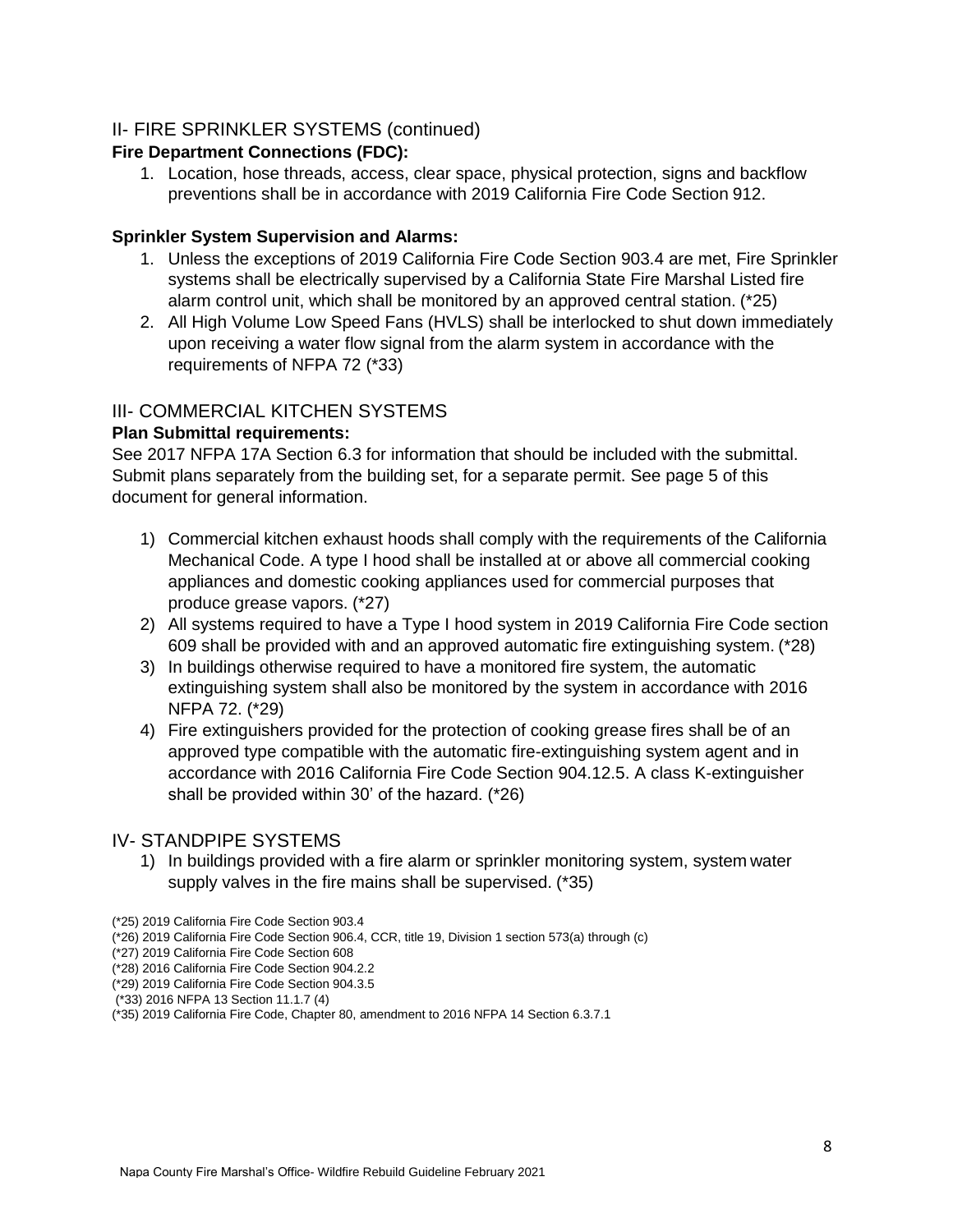## II- FIRE SPRINKLER SYSTEMS (continued)

**Fire Department Connections (FDC):**

1. Location, hose threads, access, clear space, physical protection, signs and backflow preventions shall be in accordance with 2019 California Fire Code Section 912.

**Sprinkler System Supervision and Alarms:**

1. Unless the exceptions of 2019 California Fire Code Section 903.4 are met, Fire Sprinkler systems shall be electrically supervised by a California State Fire Marshal Listed fire alarm control unit, which shall be monitored by an approved central station. (*25)
2. All High Volume Low Speed Fans (HVLS) shall be interlocked to shut down immediately upon receiving a water flow signal from the alarm system in accordance with the requirements of NFPA 72 (*33)

## III- COMMERCIAL KITCHEN SYSTEMS

**Plan Submittal requirements:**

See 2017 NFPA 17A Section 6.3 for information that should be included with the submittal. Submit plans separately from the building set, for a separate permit. See page 5 of this document for general information.

1) Commercial kitchen exhaust hoods shall comply with the requirements of the California Mechanical Code. A type I hood shall be installed at or above all commercial cooking appliances and domestic cooking appliances used for commercial purposes that produce grease vapors. (*27)
2) All systems required to have a Type I hood system in 2019 California Fire Code section 609 shall be provided with and an approved automatic fire extinguishing system. (*28)
3) In buildings otherwise required to have a monitored fire system, the automatic extinguishing system shall also be monitored by the system in accordance with 2016 NFPA 72. (*29)
4) Fire extinguishers provided for the protection of cooking grease fires shall be of an approved type compatible with the automatic fire-extinguishing system agent and in accordance with 2016 California Fire Code Section 904.12.5. A class K-extinguisher shall be provided within 30' of the hazard. (*26)

## IV- STANDPIPE SYSTEMS

1) In buildings provided with a fire alarm or sprinkler monitoring system, system water supply valves in the fire mains shall be supervised. (*35)

(*25) 2019 California Fire Code Section 903.4
(*26) 2019 California Fire Code Section 906.4, CCR, title 19, Division 1 section 573(a) through (c)
(*27) 2019 California Fire Code Section 608
(*28) 2016 California Fire Code Section 904.2.2
(*29) 2019 California Fire Code Section 904.3.5
(*33) 2016 NFPA 13 Section 11.1.7 (4)
(*35) 2019 California Fire Code, Chapter 80, amendment to 2016 NFPA 14 Section 6.3.7.1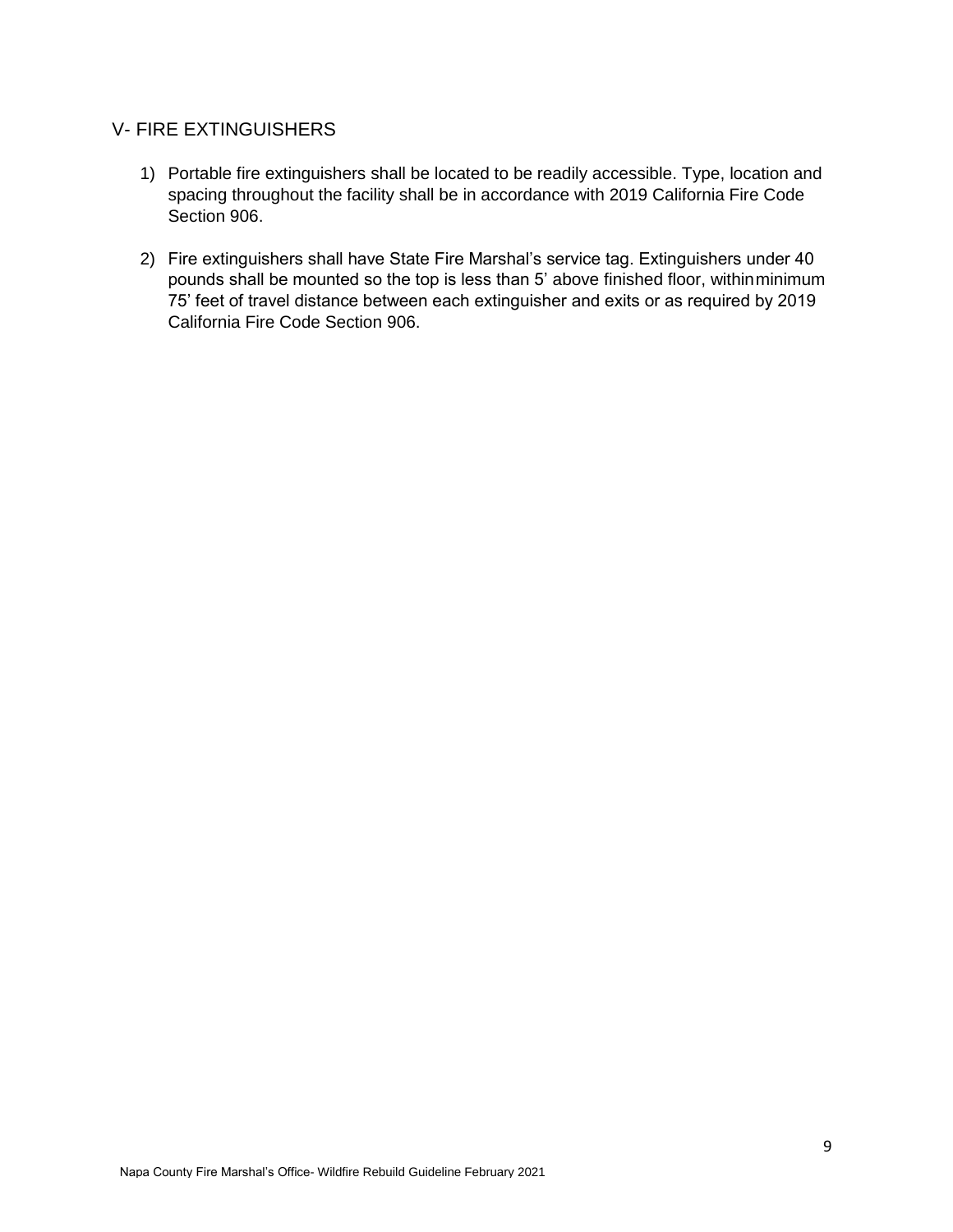## V- FIRE EXTINGUISHERS

1) Portable fire extinguishers shall be located to be readily accessible. Type, location and spacing throughout the facility shall be in accordance with 2019 California Fire Code Section 906.

2) Fire extinguishers shall have State Fire Marshal's service tag. Extinguishers under 40 pounds shall be mounted so the top is less than 5' above finished floor, withinminimum 75' feet of travel distance between each extinguisher and exits or as required by 2019 California Fire Code Section 906.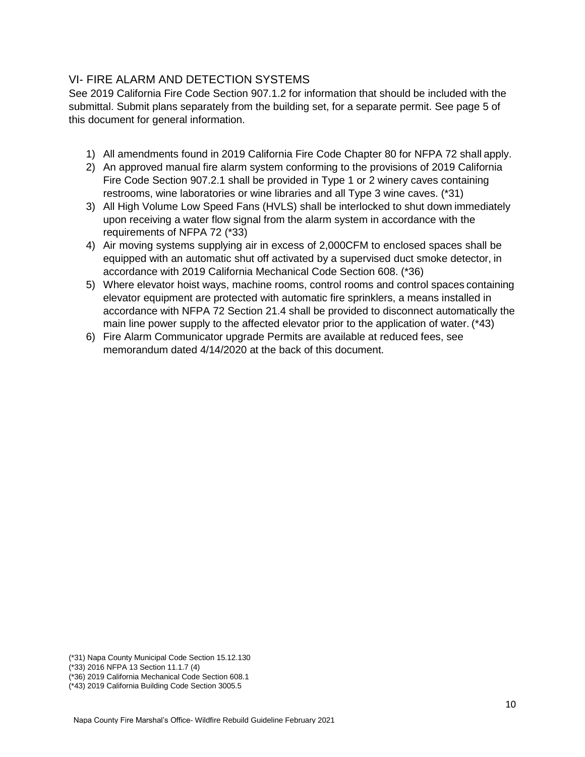## VI- FIRE ALARM AND DETECTION SYSTEMS

See 2019 California Fire Code Section 907.1.2 for information that should be included with the submittal. Submit plans separately from the building set, for a separate permit. See page 5 of this document for general information.

1) All amendments found in 2019 California Fire Code Chapter 80 for NFPA 72 shall apply.
2) An approved manual fire alarm system conforming to the provisions of 2019 California Fire Code Section 907.2.1 shall be provided in Type 1 or 2 winery caves containing restrooms, wine laboratories or wine libraries and all Type 3 wine caves. (*31)
3) All High Volume Low Speed Fans (HVLS) shall be interlocked to shut down immediately upon receiving a water flow signal from the alarm system in accordance with the requirements of NFPA 72 (*33)
4) Air moving systems supplying air in excess of 2,000CFM to enclosed spaces shall be equipped with an automatic shut off activated by a supervised duct smoke detector, in accordance with 2019 California Mechanical Code Section 608. (*36)
5) Where elevator hoist ways, machine rooms, control rooms and control spaces containing elevator equipment are protected with automatic fire sprinklers, a means installed in accordance with NFPA 72 Section 21.4 shall be provided to disconnect automatically the main line power supply to the affected elevator prior to the application of water. (*43)
6) Fire Alarm Communicator upgrade Permits are available at reduced fees, see memorandum dated 4/14/2020 at the back of this document.

(*31) Napa County Municipal Code Section 15.12.130
(*33) 2016 NFPA 13 Section 11.1.7 (4)
(*36) 2019 California Mechanical Code Section 608.1
(*43) 2019 California Building Code Section 3005.5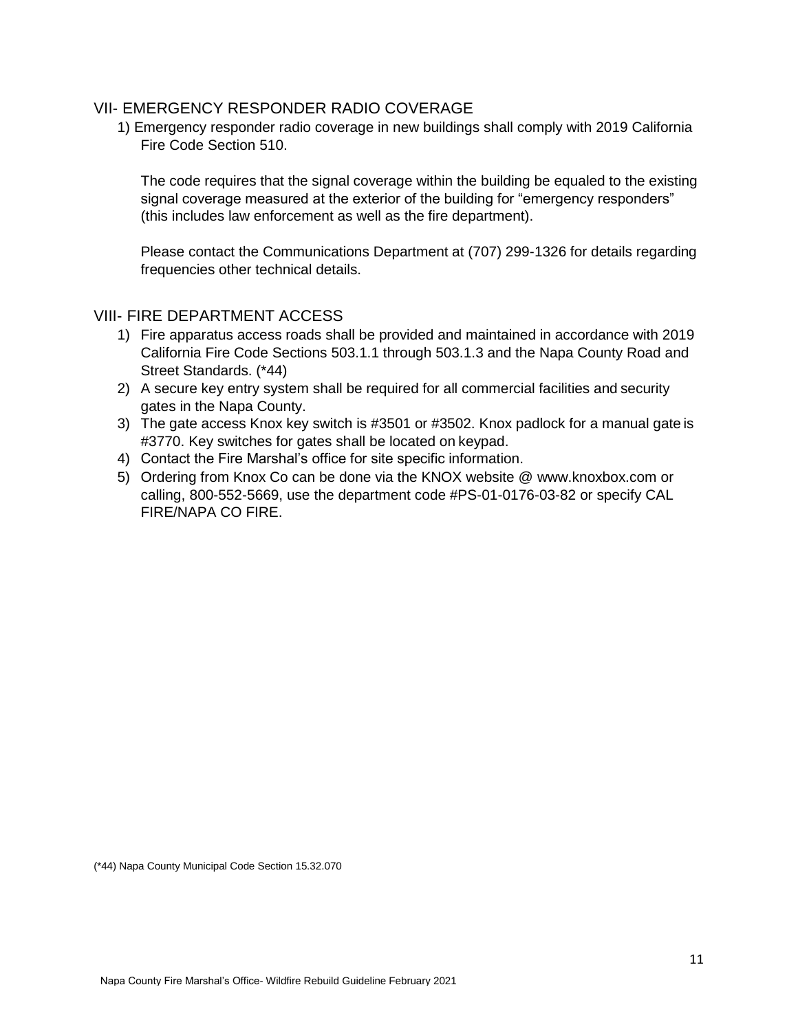## VII- EMERGENCY RESPONDER RADIO COVERAGE

1) Emergency responder radio coverage in new buildings shall comply with 2019 California Fire Code Section 510.

   The code requires that the signal coverage within the building be equaled to the existing signal coverage measured at the exterior of the building for "emergency responders" (this includes law enforcement as well as the fire department).

   Please contact the Communications Department at (707) 299-1326 for details regarding frequencies other technical details.

## VIII- FIRE DEPARTMENT ACCESS

1) Fire apparatus access roads shall be provided and maintained in accordance with 2019 California Fire Code Sections 503.1.1 through 503.1.3 and the Napa County Road and Street Standards. (*44)
2) A secure key entry system shall be required for all commercial facilities and security gates in the Napa County.
3) The gate access Knox key switch is #3501 or #3502. Knox padlock for a manual gate is #3770. Key switches for gates shall be located on keypad.
4) Contact the Fire Marshal's office for site specific information.
5) Ordering from Knox Co can be done via the KNOX website @ www.knoxbox.com or calling, 800-552-5669, use the department code #PS-01-0176-03-82 or specify CAL FIRE/NAPA CO FIRE.

(*44) Napa County Municipal Code Section 15.32.070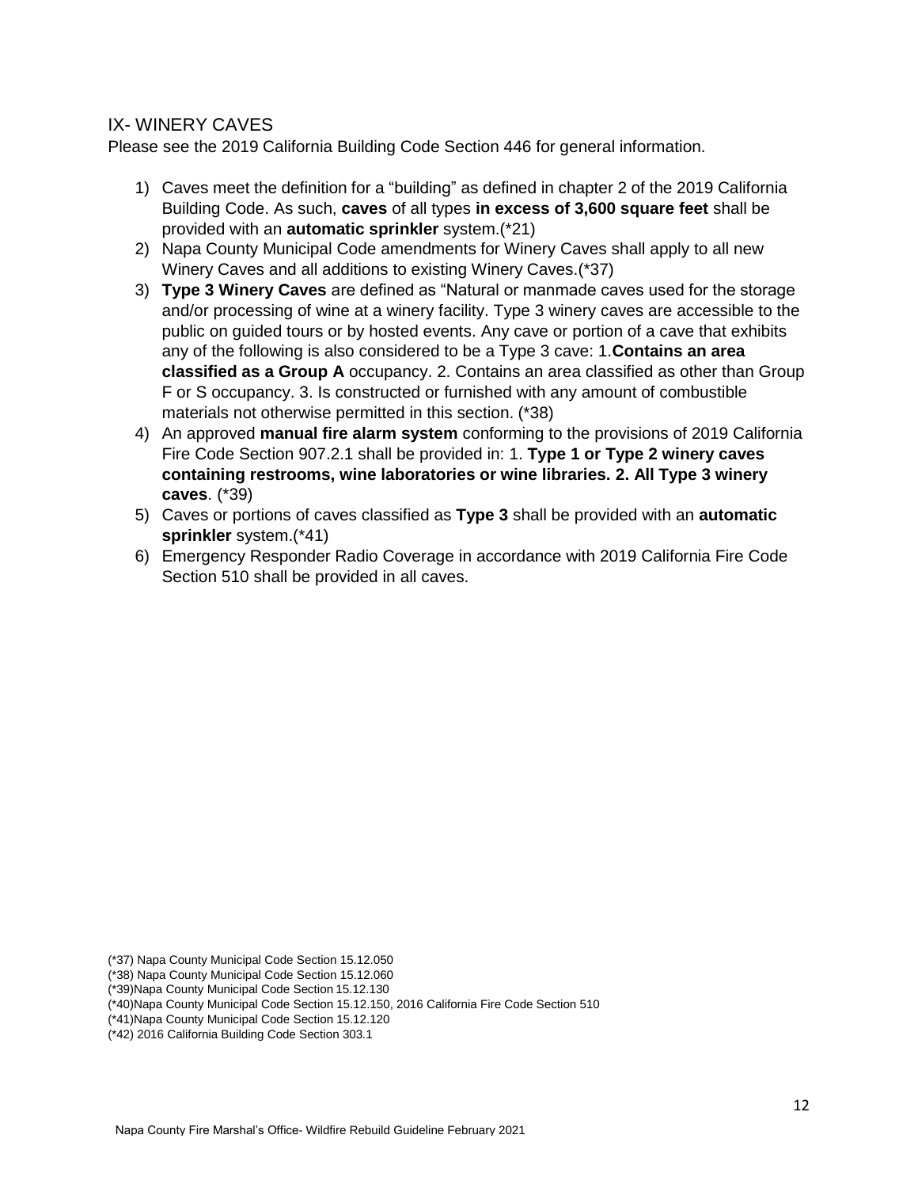## IX- WINERY CAVES

Please see the 2019 California Building Code Section 446 for general information.

1) Caves meet the definition for a "building" as defined in chapter 2 of the 2019 California Building Code. As such, **caves** of all types **in excess of 3,600 square feet** shall be provided with an **automatic sprinkler** system.(*21)
2) Napa County Municipal Code amendments for Winery Caves shall apply to all new Winery Caves and all additions to existing Winery Caves.(*37)
3) **Type 3 Winery Caves** are defined as "Natural or manmade caves used for the storage and/or processing of wine at a winery facility. Type 3 winery caves are accessible to the public on guided tours or by hosted events. Any cave or portion of a cave that exhibits any of the following is also considered to be a Type 3 cave: 1.**Contains an area classified as a Group A** occupancy. 2. Contains an area classified as other than Group F or S occupancy. 3. Is constructed or furnished with any amount of combustible materials not otherwise permitted in this section. (*38)
4) An approved **manual fire alarm system** conforming to the provisions of 2019 California Fire Code Section 907.2.1 shall be provided in: 1. **Type 1 or Type 2 winery caves containing restrooms, wine laboratories or wine libraries. 2. All Type 3 winery caves**. (*39)
5) Caves or portions of caves classified as **Type 3** shall be provided with an **automatic sprinkler** system.(*41)
6) Emergency Responder Radio Coverage in accordance with 2019 California Fire Code Section 510 shall be provided in all caves.

(*37) Napa County Municipal Code Section 15.12.050
(*38) Napa County Municipal Code Section 15.12.060
(*39)Napa County Municipal Code Section 15.12.130
(*40)Napa County Municipal Code Section 15.12.150, 2016 California Fire Code Section 510
(*41)Napa County Municipal Code Section 15.12.120
(*42) 2016 California Building Code Section 303.1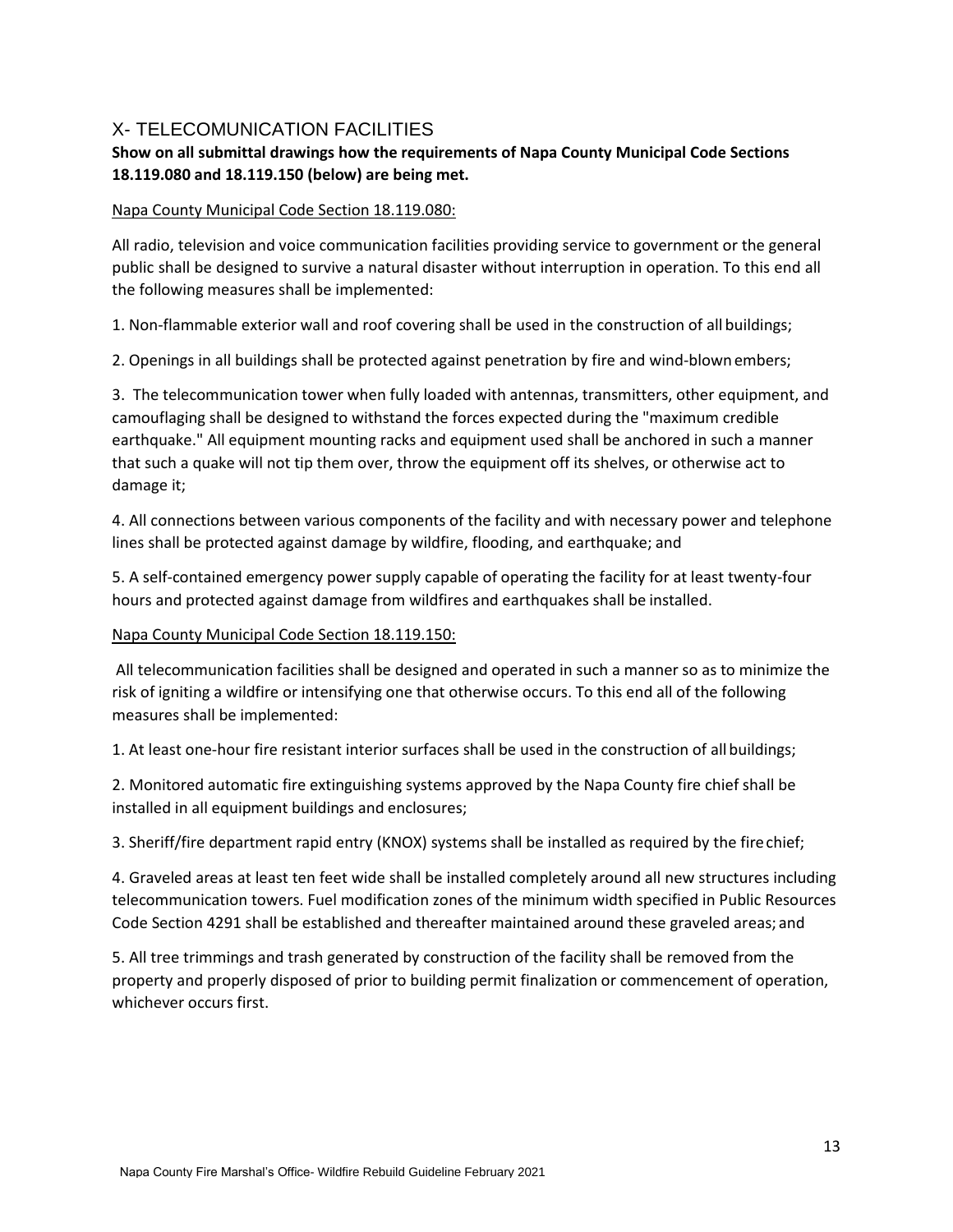## X- TELECOMUNICATION FACILITIES

**Show on all submittal drawings how the requirements of Napa County Municipal Code Sections 18.119.080 and 18.119.150 (below) are being met.**

Napa County Municipal Code Section 18.119.080:

All radio, television and voice communication facilities providing service to government or the general public shall be designed to survive a natural disaster without interruption in operation. To this end all the following measures shall be implemented:

1. Non-flammable exterior wall and roof covering shall be used in the construction of all buildings;

2. Openings in all buildings shall be protected against penetration by fire and wind-blown embers;

3. The telecommunication tower when fully loaded with antennas, transmitters, other equipment, and camouflaging shall be designed to withstand the forces expected during the "maximum credible earthquake." All equipment mounting racks and equipment used shall be anchored in such a manner that such a quake will not tip them over, throw the equipment off its shelves, or otherwise act to damage it;

4. All connections between various components of the facility and with necessary power and telephone lines shall be protected against damage by wildfire, flooding, and earthquake; and

5. A self-contained emergency power supply capable of operating the facility for at least twenty-four hours and protected against damage from wildfires and earthquakes shall be installed.

Napa County Municipal Code Section 18.119.150:

All telecommunication facilities shall be designed and operated in such a manner so as to minimize the risk of igniting a wildfire or intensifying one that otherwise occurs. To this end all of the following measures shall be implemented:

1. At least one-hour fire resistant interior surfaces shall be used in the construction of all buildings;

2. Monitored automatic fire extinguishing systems approved by the Napa County fire chief shall be installed in all equipment buildings and enclosures;

3. Sheriff/fire department rapid entry (KNOX) systems shall be installed as required by the fire chief;

4. Graveled areas at least ten feet wide shall be installed completely around all new structures including telecommunication towers. Fuel modification zones of the minimum width specified in Public Resources Code Section 4291 shall be established and thereafter maintained around these graveled areas; and

5. All tree trimmings and trash generated by construction of the facility shall be removed from the property and properly disposed of prior to building permit finalization or commencement of operation, whichever occurs first.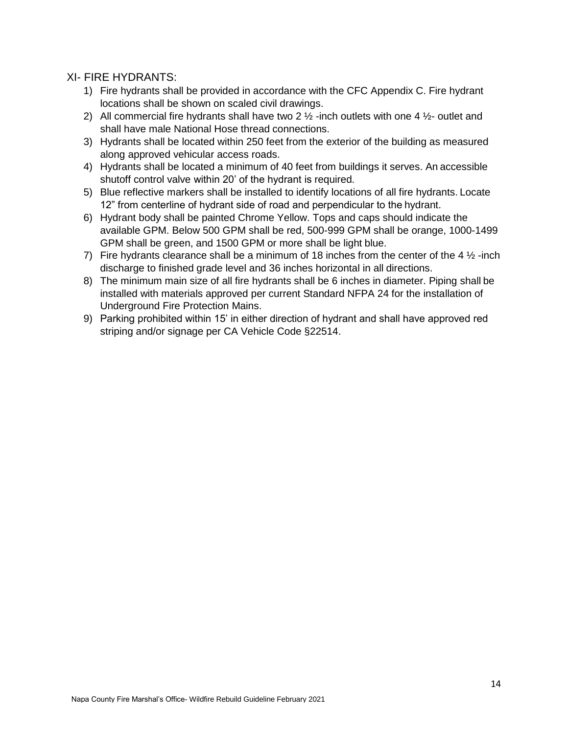## XI- FIRE HYDRANTS:

1) Fire hydrants shall be provided in accordance with the CFC Appendix C. Fire hydrant locations shall be shown on scaled civil drawings.
2) All commercial fire hydrants shall have two 2 ½ -inch outlets with one 4 ½- outlet and shall have male National Hose thread connections.
3) Hydrants shall be located within 250 feet from the exterior of the building as measured along approved vehicular access roads.
4) Hydrants shall be located a minimum of 40 feet from buildings it serves. An accessible shutoff control valve within 20' of the hydrant is required.
5) Blue reflective markers shall be installed to identify locations of all fire hydrants. Locate 12" from centerline of hydrant side of road and perpendicular to the hydrant.
6) Hydrant body shall be painted Chrome Yellow. Tops and caps should indicate the available GPM. Below 500 GPM shall be red, 500-999 GPM shall be orange, 1000-1499 GPM shall be green, and 1500 GPM or more shall be light blue.
7) Fire hydrants clearance shall be a minimum of 18 inches from the center of the 4 ½ -inch discharge to finished grade level and 36 inches horizontal in all directions.
8) The minimum main size of all fire hydrants shall be 6 inches in diameter. Piping shall be installed with materials approved per current Standard NFPA 24 for the installation of Underground Fire Protection Mains.
9) Parking prohibited within 15' in either direction of hydrant and shall have approved red striping and/or signage per CA Vehicle Code §22514.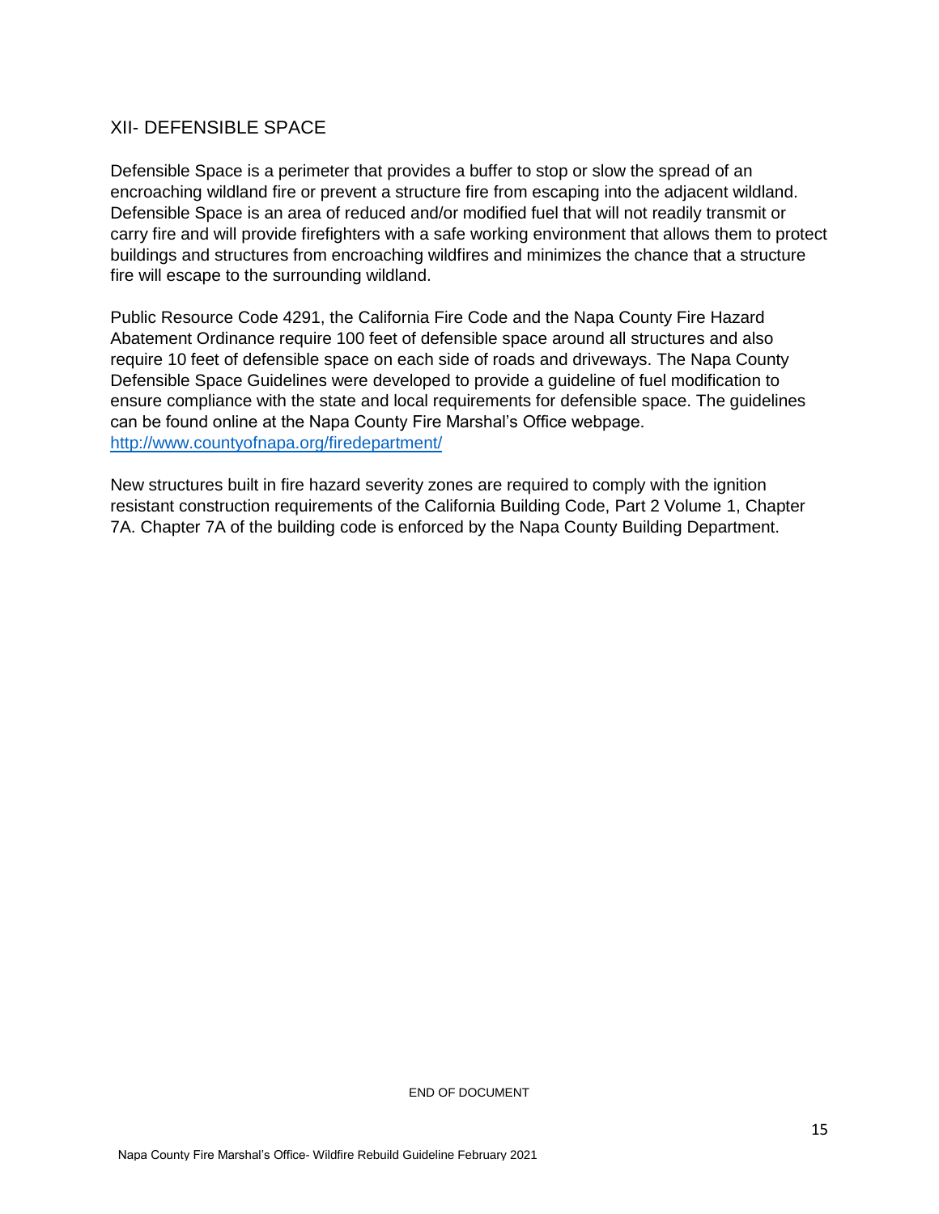## XII- DEFENSIBLE SPACE

Defensible Space is a perimeter that provides a buffer to stop or slow the spread of an encroaching wildland fire or prevent a structure fire from escaping into the adjacent wildland. Defensible Space is an area of reduced and/or modified fuel that will not readily transmit or carry fire and will provide firefighters with a safe working environment that allows them to protect buildings and structures from encroaching wildfires and minimizes the chance that a structure fire will escape to the surrounding wildland.

Public Resource Code 4291, the California Fire Code and the Napa County Fire Hazard Abatement Ordinance require 100 feet of defensible space around all structures and also require 10 feet of defensible space on each side of roads and driveways. The Napa County Defensible Space Guidelines were developed to provide a guideline of fuel modification to ensure compliance with the state and local requirements for defensible space. The guidelines can be found online at the Napa County Fire Marshal's Office webpage. [http://www.countyofnapa.org/firedepartment/](http://www.countyofnapa.org/firedepartment/)

New structures built in fire hazard severity zones are required to comply with the ignition resistant construction requirements of the California Building Code, Part 2 Volume 1, Chapter 7A. Chapter 7A of the building code is enforced by the Napa County Building Department.

END OF DOCUMENT